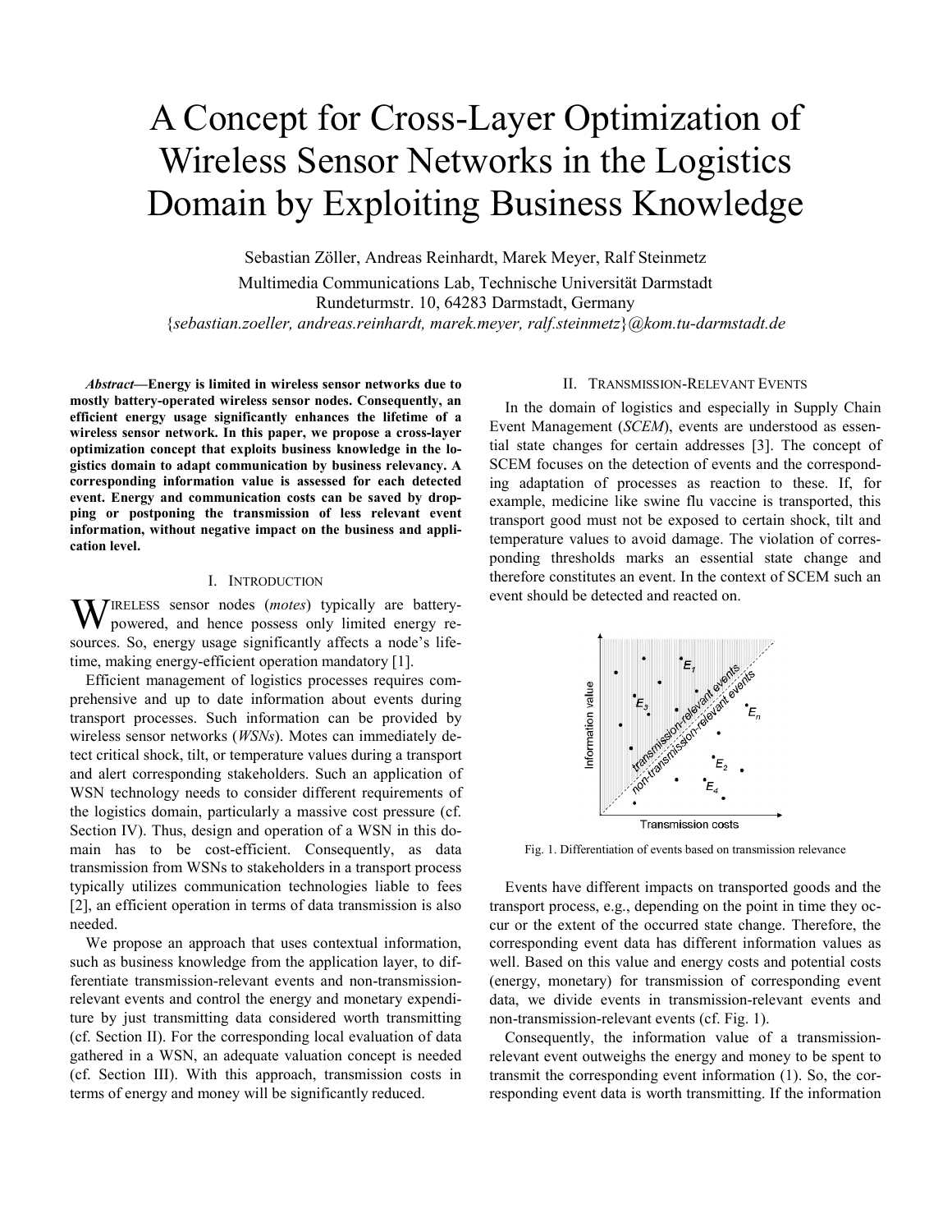# A Concept for Cross-Layer Optimization of Wireless Sensor Networks in the Logistics Domain by Exploiting Business Knowledge

Sebastian Zöller, Andreas Reinhardt, Marek Meyer, Ralf Steinmetz

Multimedia Communications Lab, Technische Universität Darmstadt
Rundeturmstr. 10, 64283 Darmstadt, Germany
{*sebastian.zoeller, andreas.reinhardt, marek.meyer, ralf.steinmetz*}*@kom.tu-darmstadt.de*

***Abstract*—Energy is limited in wireless sensor networks due to mostly battery-operated wireless sensor nodes. Consequently, an efficient energy usage significantly enhances the lifetime of a wireless sensor network. In this paper, we propose a cross-layer optimization concept that exploits business knowledge in the logistics domain to adapt communication by business relevancy. A corresponding information value is assessed for each detected event. Energy and communication costs can be saved by dropping or postponing the transmission of less relevant event information, without negative impact on the business and application level.**

## I. Introduction

Wireless sensor nodes (*motes*) typically are battery-powered, and hence possess only limited energy resources. So, energy usage significantly affects a node's lifetime, making energy-efficient operation mandatory [1].

Efficient management of logistics processes requires comprehensive and up to date information about events during transport processes. Such information can be provided by wireless sensor networks (*WSNs*). Motes can immediately detect critical shock, tilt, or temperature values during a transport and alert corresponding stakeholders. Such an application of WSN technology needs to consider different requirements of the logistics domain, particularly a massive cost pressure (cf. Section IV). Thus, design and operation of a WSN in this domain has to be cost-efficient. Consequently, as data transmission from WSNs to stakeholders in a transport process typically utilizes communication technologies liable to fees [2], an efficient operation in terms of data transmission is also needed.

We propose an approach that uses contextual information, such as business knowledge from the application layer, to differentiate transmission-relevant events and non-transmission-relevant events and control the energy and monetary expenditure by just transmitting data considered worth transmitting (cf. Section II). For the corresponding local evaluation of data gathered in a WSN, an adequate valuation concept is needed (cf. Section III). With this approach, transmission costs in terms of energy and money will be significantly reduced.

## II. Transmission-Relevant Events

In the domain of logistics and especially in Supply Chain Event Management (*SCEM*), events are understood as essential state changes for certain addresses [3]. The concept of SCEM focuses on the detection of events and the corresponding adaptation of processes as reaction to these. If, for example, medicine like swine flu vaccine is transported, this transport good must not be exposed to certain shock, tilt and temperature values to avoid damage. The violation of corresponding thresholds marks an essential state change and therefore constitutes an event. In the context of SCEM such an event should be detected and reacted on.

Fig. 1. Differentiation of events based on transmission relevance

Events have different impacts on transported goods and the transport process, e.g., depending on the point in time they occur or the extent of the occurred state change. Therefore, the corresponding event data has different information values as well. Based on this value and energy costs and potential costs (energy, monetary) for transmission of corresponding event data, we divide events in transmission-relevant events and non-transmission-relevant events (cf. Fig. 1).

Consequently, the information value of a transmission-relevant event outweighs the energy and money to be spent to transmit the corresponding event information (1). So, the corresponding event data is worth transmitting. If the information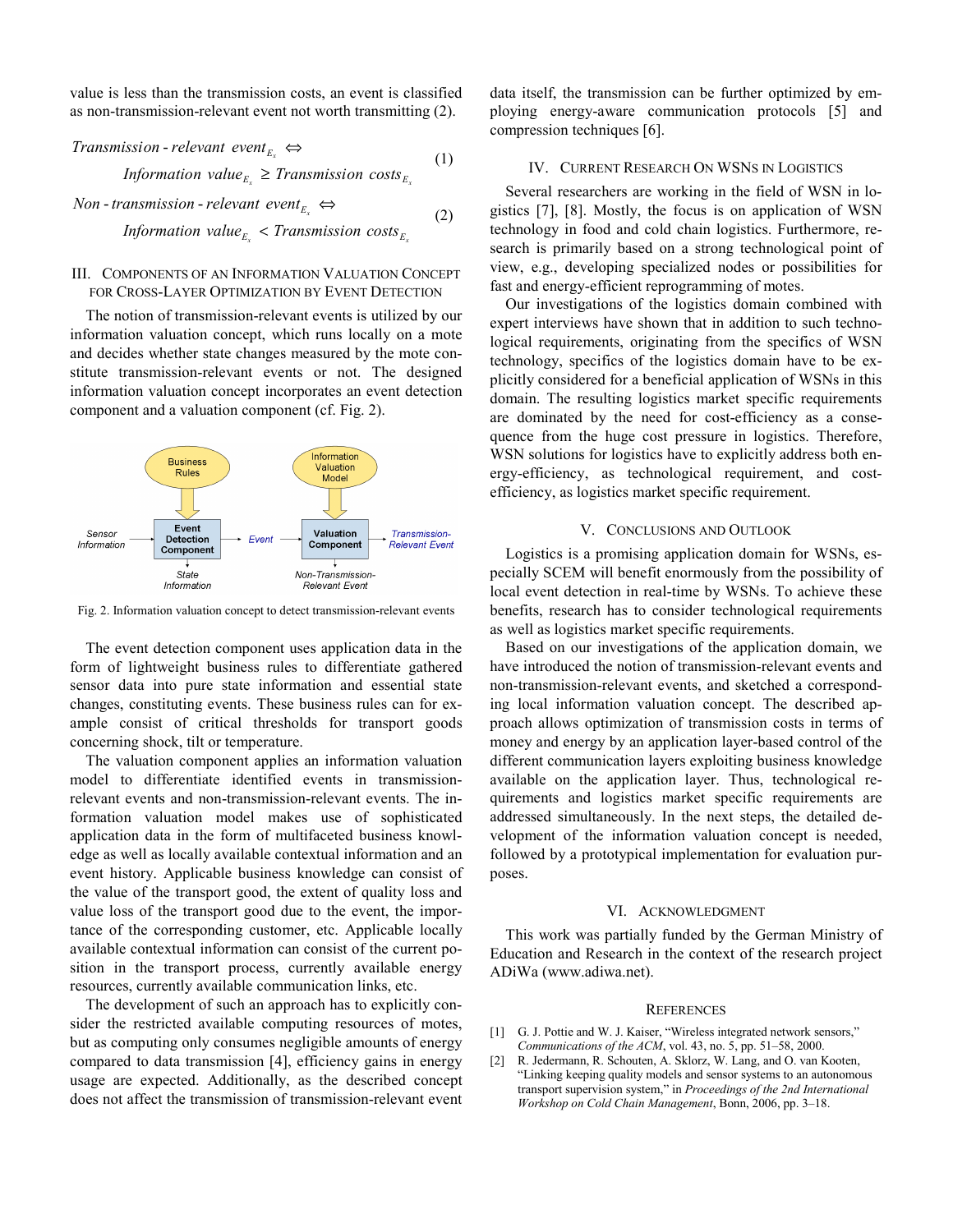value is less than the transmission costs, an event is classified as non-transmission-relevant event not worth transmitting (2).

$$\textit{Transmission-relevant event}_{E_x} \Leftrightarrow \textit{Information value}_{E_x} \geq \textit{Transmission costs}_{E_x} \quad (1)$$

$$\textit{Non-transmission-relevant event}_{E_x} \Leftrightarrow \textit{Information value}_{E_x} < \textit{Transmission costs}_{E_x} \quad (2)$$

## III. Components of an Information Valuation Concept for Cross-Layer Optimization by Event Detection

The notion of transmission-relevant events is utilized by our information valuation concept, which runs locally on a mote and decides whether state changes measured by the mote constitute transmission-relevant events or not. The designed information valuation concept incorporates an event detection component and a valuation component (cf. Fig. 2).

Fig. 2. Information valuation concept to detect transmission-relevant events

The event detection component uses application data in the form of lightweight business rules to differentiate gathered sensor data into pure state information and essential state changes, constituting events. These business rules can for example consist of critical thresholds for transport goods concerning shock, tilt or temperature.

The valuation component applies an information valuation model to differentiate identified events in transmission-relevant events and non-transmission-relevant events. The information valuation model makes use of sophisticated application data in the form of multifaceted business knowledge as well as locally available contextual information and an event history. Applicable business knowledge can consist of the value of the transport good, the extent of quality loss and value loss of the transport good due to the event, the importance of the corresponding customer, etc. Applicable locally available contextual information can consist of the current position in the transport process, currently available energy resources, currently available communication links, etc.

The development of such an approach has to explicitly consider the restricted available computing resources of motes, but as computing only consumes negligible amounts of energy compared to data transmission [4], efficiency gains in energy usage are expected. Additionally, as the described concept does not affect the transmission of transmission-relevant event data itself, the transmission can be further optimized by employing energy-aware communication protocols [5] and compression techniques [6].

## IV. Current Research On WSNs in Logistics

Several researchers are working in the field of WSN in logistics [7], [8]. Mostly, the focus is on application of WSN technology in food and cold chain logistics. Furthermore, research is primarily based on a strong technological point of view, e.g., developing specialized nodes or possibilities for fast and energy-efficient reprogramming of motes.

Our investigations of the logistics domain combined with expert interviews have shown that in addition to such technological requirements, originating from the specifics of WSN technology, specifics of the logistics domain have to be explicitly considered for a beneficial application of WSNs in this domain. The resulting logistics market specific requirements are dominated by the need for cost-efficiency as a consequence from the huge cost pressure in logistics. Therefore, WSN solutions for logistics have to explicitly address both energy-efficiency, as technological requirement, and cost-efficiency, as logistics market specific requirement.

## V. Conclusions and Outlook

Logistics is a promising application domain for WSNs, especially SCEM will benefit enormously from the possibility of local event detection in real-time by WSNs. To achieve these benefits, research has to consider technological requirements as well as logistics market specific requirements.

Based on our investigations of the application domain, we have introduced the notion of transmission-relevant events and non-transmission-relevant events, and sketched a corresponding local information valuation concept. The described approach allows optimization of transmission costs in terms of money and energy by an application layer-based control of the different communication layers exploiting business knowledge available on the application layer. Thus, technological requirements and logistics market specific requirements are addressed simultaneously. In the next steps, the detailed development of the information valuation concept is needed, followed by a prototypical implementation for evaluation purposes.

## VI. Acknowledgment

This work was partially funded by the German Ministry of Education and Research in the context of the research project ADiWa (www.adiwa.net).

## References

[1] G. J. Pottie and W. J. Kaiser, "Wireless integrated network sensors," *Communications of the ACM*, vol. 43, no. 5, pp. 51–58, 2000.

[2] R. Jedermann, R. Schouten, A. Sklorz, W. Lang, and O. van Kooten, "Linking keeping quality models and sensor systems to an autonomous transport supervision system," in *Proceedings of the 2nd International Workshop on Cold Chain Management*, Bonn, 2006, pp. 3–18.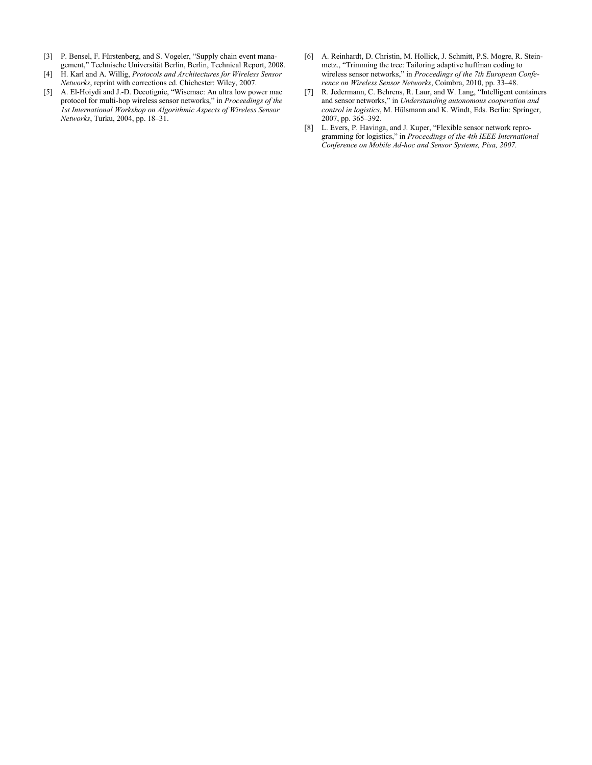[3] P. Bensel, F. Fürstenberg, and S. Vogeler, "Supply chain event management," Technische Universität Berlin, Berlin, Technical Report, 2008.

[4] H. Karl and A. Willig, *Protocols and Architectures for Wireless Sensor Networks*, reprint with corrections ed. Chichester: Wiley, 2007.

[5] A. El-Hoiydi and J.-D. Decotignie, "Wisemac: An ultra low power mac protocol for multi-hop wireless sensor networks," in *Proceedings of the 1st International Workshop on Algorithmic Aspects of Wireless Sensor Networks*, Turku, 2004, pp. 18–31.

[6] A. Reinhardt, D. Christin, M. Hollick, J. Schmitt, P.S. Mogre, R. Steinmetz., "Trimming the tree: Tailoring adaptive huffman coding to wireless sensor networks," in *Proceedings of the 7th European Conference on Wireless Sensor Networks*, Coimbra, 2010, pp. 33–48.

[7] R. Jedermann, C. Behrens, R. Laur, and W. Lang, "Intelligent containers and sensor networks," in *Understanding autonomous cooperation and control in logistics*, M. Hülsmann and K. Windt, Eds. Berlin: Springer, 2007, pp. 365–392.

[8] L. Evers, P. Havinga, and J. Kuper, "Flexible sensor network reprogramming for logistics," in *Proceedings of the 4th IEEE International Conference on Mobile Ad-hoc and Sensor Systems, Pisa, 2007.*